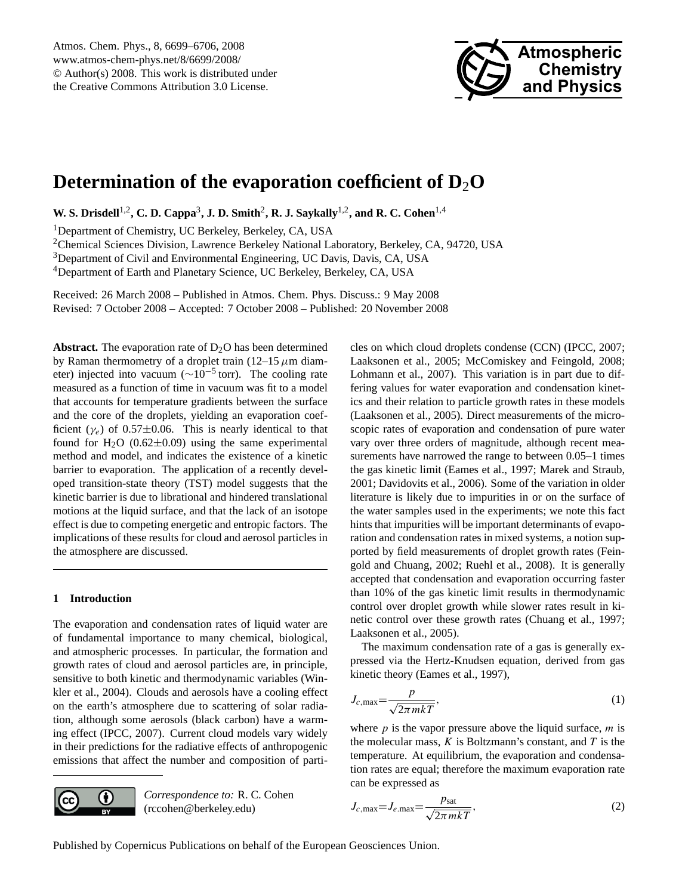# Determination of the evaporation coefficient of $D_2O$

**W. S. Drisdell[1,2], C. D. Cappa[3], J. D. Smith[2], R. J. Saykally[1,2], and R. C. Cohen[1,4]**

[1]Department of Chemistry, UC Berkeley, Berkeley, CA, USA

[2]Chemical Sciences Division, Lawrence Berkeley National Laboratory, Berkeley, CA, 94720, USA

[3]Department of Civil and Environmental Engineering, UC Davis, Davis, CA, USA

[4]Department of Earth and Planetary Science, UC Berkeley, Berkeley, CA, USA

Received: 26 March 2008 – Published in Atmos. Chem. Phys. Discuss.: 9 May 2008
Revised: 7 October 2008 – Accepted: 7 October 2008 – Published: 20 November 2008

**Abstract.** The evaporation rate of $D_2O$ has been determined by Raman thermometry of a droplet train (12–15 $\mu$m diameter) injected into vacuum ($\sim 10^{-5}$ torr). The cooling rate measured as a function of time in vacuum was fit to a model that accounts for temperature gradients between the surface and the core of the droplets, yielding an evaporation coefficient ($\gamma_e$) of 0.57±0.06. This is nearly identical to that found for $H_2O$ (0.62±0.09) using the same experimental method and model, and indicates the existence of a kinetic barrier to evaporation. The application of a recently developed transition-state theory (TST) model suggests that the kinetic barrier is due to librational and hindered translational motions at the liquid surface, and that the lack of an isotope effect is due to competing energetic and entropic factors. The implications of these results for cloud and aerosol particles in the atmosphere are discussed.

## 1 Introduction

The evaporation and condensation rates of liquid water are of fundamental importance to many chemical, biological, and atmospheric processes. In particular, the formation and growth rates of cloud and aerosol particles are, in principle, sensitive to both kinetic and thermodynamic variables (Winkler et al., 2004). Clouds and aerosols have a cooling effect on the earth's atmosphere due to scattering of solar radiation, although some aerosols (black carbon) have a warming effect (IPCC, 2007). Current cloud models vary widely in their predictions for the radiative effects of anthropogenic emissions that affect the number and composition of particles on which cloud droplets condense (CCN) (IPCC, 2007; Laaksonen et al., 2005; McComiskey and Feingold, 2008; Lohmann et al., 2007). This variation is in part due to differing values for water evaporation and condensation kinetics and their relation to particle growth rates in these models (Laaksonen et al., 2005). Direct measurements of the microscopic rates of evaporation and condensation of pure water vary over three orders of magnitude, although recent measurements have narrowed the range to between 0.05–1 times the gas kinetic limit (Eames et al., 1997; Marek and Straub, 2001; Davidovits et al., 2006). Some of the variation in older literature is likely due to impurities in or on the surface of the water samples used in the experiments; we note this fact hints that impurities will be important determinants of evaporation and condensation rates in mixed systems, a notion supported by field measurements of droplet growth rates (Feingold and Chuang, 2002; Ruehl et al., 2008). It is generally accepted that condensation and evaporation occurring faster than 10% of the gas kinetic limit results in thermodynamic control over droplet growth while slower rates result in kinetic control over these growth rates (Chuang et al., 1997; Laaksonen et al., 2005).

The maximum condensation rate of a gas is generally expressed via the Hertz-Knudsen equation, derived from gas kinetic theory (Eames et al., 1997),

$$J_{c,\max} = \frac{p}{\sqrt{2\pi mkT}}, \tag{1}$$

where $p$ is the vapor pressure above the liquid surface, $m$ is the molecular mass, $K$ is Boltzmann's constant, and $T$ is the temperature. At equilibrium, the evaporation and condensation rates are equal; therefore the maximum evaporation rate can be expressed as

$$J_{c,\max} = J_{e.\max} = \frac{p_{\text{sat}}}{\sqrt{2\pi mkT}}, \tag{2}$$

*Correspondence to:* R. C. Cohen (rccohen@berkeley.edu)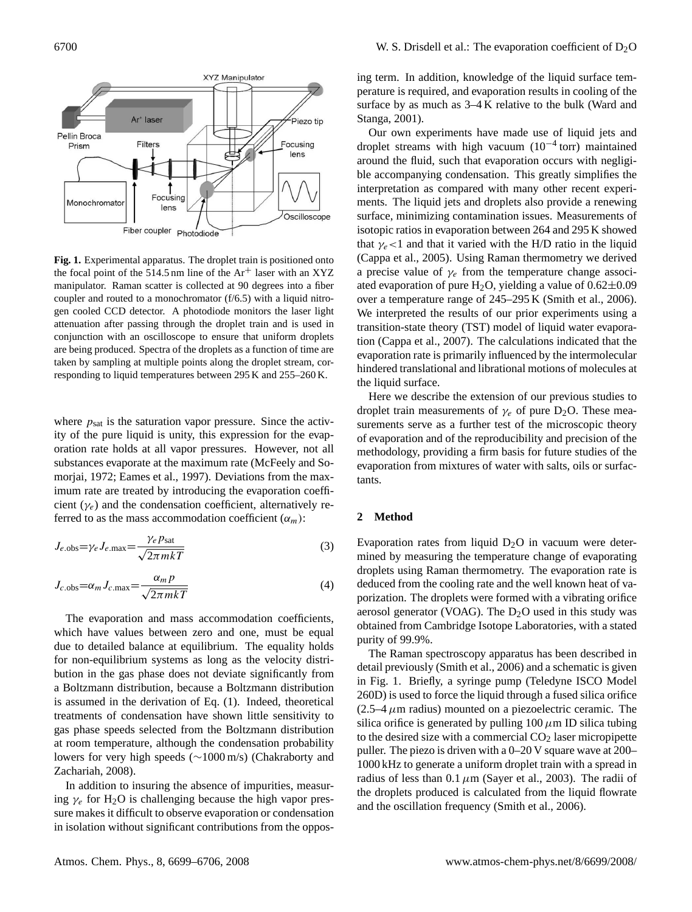**Fig. 1.** Experimental apparatus. The droplet train is positioned onto the focal point of the 514.5 nm line of the $Ar^+$ laser with an XYZ manipulator. Raman scatter is collected at 90 degrees into a fiber coupler and routed to a monochromator (f/6.5) with a liquid nitrogen cooled CCD detector. A photodiode monitors the laser light attenuation after passing through the droplet train and is used in conjunction with an oscilloscope to ensure that uniform droplets are being produced. Spectra of the droplets as a function of time are taken by sampling at multiple points along the droplet stream, corresponding to liquid temperatures between 295 K and 255–260 K.

where $p_{\text{sat}}$ is the saturation vapor pressure. Since the activity of the pure liquid is unity, this expression for the evaporation rate holds at all vapor pressures. However, not all substances evaporate at the maximum rate (McFeely and Somorjai, 1972; Eames et al., 1997). Deviations from the maximum rate are treated by introducing the evaporation coefficient ($\gamma_e$) and the condensation coefficient, alternatively referred to as the mass accommodation coefficient ($\alpha_m$):

$$J_{e.\text{obs}} = \gamma_e J_{e.\text{max}} = \frac{\gamma_e p_{\text{sat}}}{\sqrt{2\pi mkT}} \tag{3}$$

$$J_{c.\text{obs}} = \alpha_m J_{c.\text{max}} = \frac{\alpha_m p}{\sqrt{2\pi mkT}} \tag{4}$$

The evaporation and mass accommodation coefficients, which have values between zero and one, must be equal due to detailed balance at equilibrium. The equality holds for non-equilibrium systems as long as the velocity distribution in the gas phase does not deviate significantly from a Boltzmann distribution, because a Boltzmann distribution is assumed in the derivation of Eq. (1). Indeed, theoretical treatments of condensation have shown little sensitivity to gas phase speeds selected from the Boltzmann distribution at room temperature, although the condensation probability lowers for very high speeds (∼1000 m/s) (Chakraborty and Zachariah, 2008).

In addition to insuring the absence of impurities, measuring $\gamma_e$ for $H_2O$ is challenging because the high vapor pressure makes it difficult to observe evaporation or condensation in isolation without significant contributions from the opposing term. In addition, knowledge of the liquid surface temperature is required, and evaporation results in cooling of the surface by as much as 3–4 K relative to the bulk (Ward and Stanga, 2001).

Our own experiments have made use of liquid jets and droplet streams with high vacuum ($10^{-4}$ torr) maintained around the fluid, such that evaporation occurs with negligible accompanying condensation. This greatly simplifies the interpretation as compared with many other recent experiments. The liquid jets and droplets also provide a renewing surface, minimizing contamination issues. Measurements of isotopic ratios in evaporation between 264 and 295 K showed that $\gamma_e < 1$ and that it varied with the H/D ratio in the liquid (Cappa et al., 2005). Using Raman thermometry we derived a precise value of $\gamma_e$ from the temperature change associated evaporation of pure $H_2O$, yielding a value of $0.62 \pm 0.09$ over a temperature range of 245–295 K (Smith et al., 2006). We interpreted the results of our prior experiments using a transition-state theory (TST) model of liquid water evaporation (Cappa et al., 2007). The calculations indicated that the evaporation rate is primarily influenced by the intermolecular hindered translational and librational motions of molecules at the liquid surface.

Here we describe the extension of our previous studies to droplet train measurements of $\gamma_e$ of pure $D_2O$. These measurements serve as a further test of the microscopic theory of evaporation and of the reproducibility and precision of the methodology, providing a firm basis for future studies of the evaporation from mixtures of water with salts, oils or surfactants.

## 2 Method

Evaporation rates from liquid $D_2O$ in vacuum were determined by measuring the temperature change of evaporating droplets using Raman thermometry. The evaporation rate is deduced from the cooling rate and the well known heat of vaporization. The droplets were formed with a vibrating orifice aerosol generator (VOAG). The $D_2O$ used in this study was obtained from Cambridge Isotope Laboratories, with a stated purity of 99.9%.

The Raman spectroscopy apparatus has been described in detail previously (Smith et al., 2006) and a schematic is given in Fig. 1. Briefly, a syringe pump (Teledyne ISCO Model 260D) is used to force the liquid through a fused silica orifice (2.5–4 $\mu$m radius) mounted on a piezoelectric ceramic. The silica orifice is generated by pulling 100 $\mu$m ID silica tubing to the desired size with a commercial $CO_2$ laser micropipette puller. The piezo is driven with a 0–20 V square wave at 200–1000 kHz to generate a uniform droplet train with a spread in radius of less than 0.1 $\mu$m (Sayer et al., 2003). The radii of the droplets produced is calculated from the liquid flowrate and the oscillation frequency (Smith et al., 2006).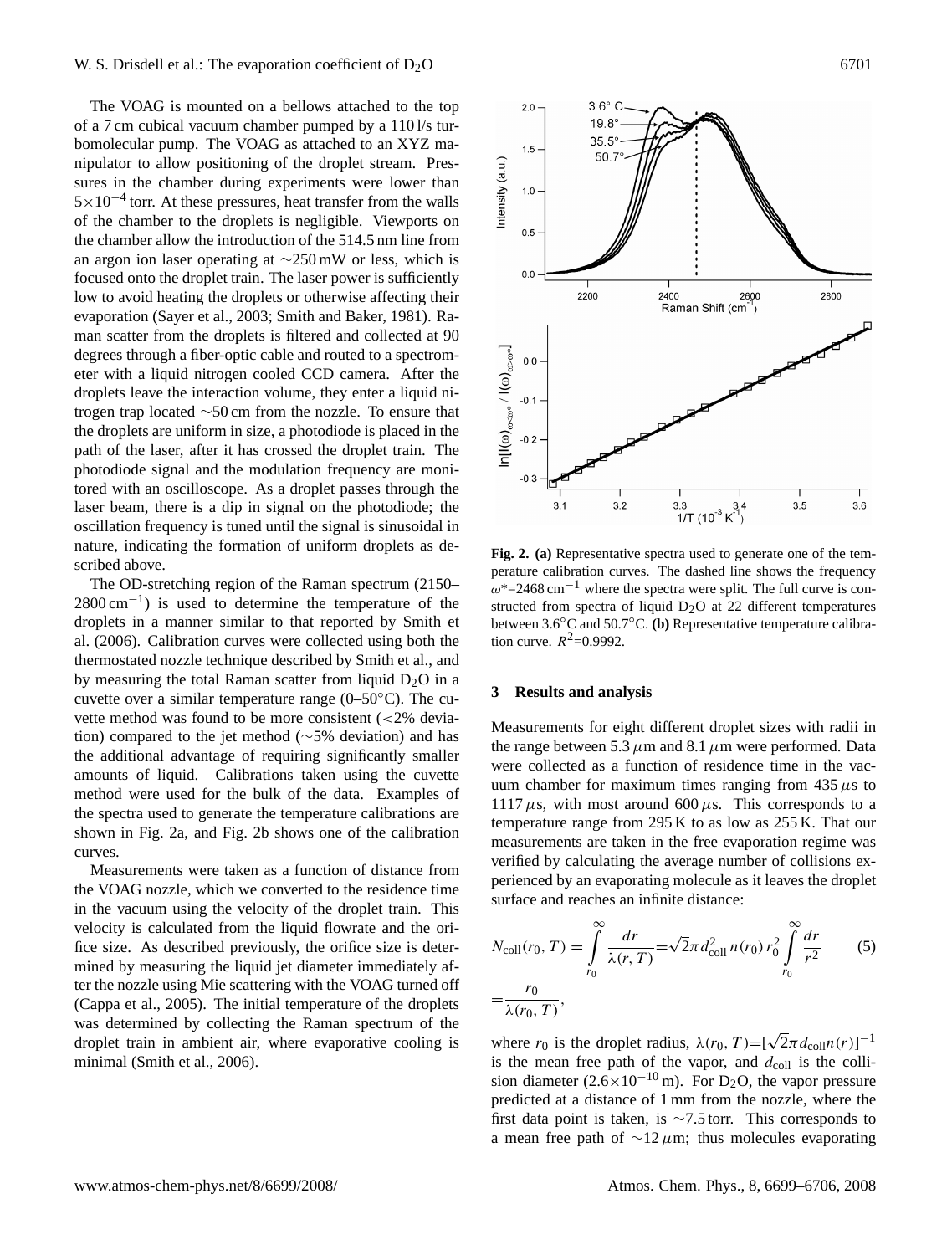The VOAG is mounted on a bellows attached to the top of a 7 cm cubical vacuum chamber pumped by a 110 l/s turbomolecular pump. The VOAG as attached to an XYZ manipulator to allow positioning of the droplet stream. Pressures in the chamber during experiments were lower than $5\times10^{-4}$ torr. At these pressures, heat transfer from the walls of the chamber to the droplets is negligible. Viewports on the chamber allow the introduction of the 514.5 nm line from an argon ion laser operating at ~250 mW or less, which is focused onto the droplet train. The laser power is sufficiently low to avoid heating the droplets or otherwise affecting their evaporation (Sayer et al., 2003; Smith and Baker, 1981). Raman scatter from the droplets is filtered and collected at 90 degrees through a fiber-optic cable and routed to a spectrometer with a liquid nitrogen cooled CCD camera. After the droplets leave the interaction volume, they enter a liquid nitrogen trap located ~50 cm from the nozzle. To ensure that the droplets are uniform in size, a photodiode is placed in the path of the laser, after it has crossed the droplet train. The photodiode signal and the modulation frequency are monitored with an oscilloscope. As a droplet passes through the laser beam, there is a dip in signal on the photodiode; the oscillation frequency is tuned until the signal is sinusoidal in nature, indicating the formation of uniform droplets as described above.

The OD-stretching region of the Raman spectrum (2150–2800 $\text{cm}^{-1}$) is used to determine the temperature of the droplets in a manner similar to that reported by Smith et al. (2006). Calibration curves were collected using both the thermostated nozzle technique described by Smith et al., and by measuring the total Raman scatter from liquid $D_2O$ in a cuvette over a similar temperature range (0–50°C). The cuvette method was found to be more consistent (<2% deviation) compared to the jet method (~5% deviation) and has the additional advantage of requiring significantly smaller amounts of liquid. Calibrations taken using the cuvette method were used for the bulk of the data. Examples of the spectra used to generate the temperature calibrations are shown in Fig. 2a, and Fig. 2b shows one of the calibration curves.

Measurements were taken as a function of distance from the VOAG nozzle, which we converted to the residence time in the vacuum using the velocity of the droplet train. This velocity is calculated from the liquid flowrate and the orifice size. As described previously, the orifice size is determined by measuring the liquid jet diameter immediately after the nozzle using Mie scattering with the VOAG turned off (Cappa et al., 2005). The initial temperature of the droplets was determined by collecting the Raman spectrum of the droplet train in ambient air, where evaporative cooling is minimal (Smith et al., 2006).

**Fig. 2. (a)** Representative spectra used to generate one of the temperature calibration curves. The dashed line shows the frequency $\omega$*=2468 $\text{cm}^{-1}$ where the spectra were split. The full curve is constructed from spectra of liquid $D_2O$ at 22 different temperatures between 3.6°C and 50.7°C. **(b)** Representative temperature calibration curve. $R^2$=0.9992.

## 3 Results and analysis

Measurements for eight different droplet sizes with radii in the range between 5.3 $\mu$m and 8.1 $\mu$m were performed. Data were collected as a function of residence time in the vacuum chamber for maximum times ranging from 435 $\mu$s to 1117 $\mu$s, with most around 600 $\mu$s. This corresponds to a temperature range from 295 K to as low as 255 K. That our measurements are taken in the free evaporation regime was verified by calculating the average number of collisions experienced by an evaporating molecule as it leaves the droplet surface and reaches an infinite distance:

$$N_{\text{coll}}(r_0, T) = \int_{r_0}^{\infty} \frac{dr}{\lambda(r, T)} = \sqrt{2}\pi d_{\text{coll}}^2\, n(r_0)\, r_0^2 \int_{r_0}^{\infty} \frac{dr}{r^2} = \frac{r_0}{\lambda(r_0, T)}, \tag{5}$$

where $r_0$ is the droplet radius, $\lambda(r_0, T) = [\sqrt{2}\pi d_{\text{coll}} n(r)]^{-1}$ is the mean free path of the vapor, and $d_{\text{coll}}$ is the collision diameter ($2.6\times10^{-10}$ m). For $D_2O$, the vapor pressure predicted at a distance of 1 mm from the nozzle, where the first data point is taken, is ~7.5 torr. This corresponds to a mean free path of ~12 $\mu$m; thus molecules evaporating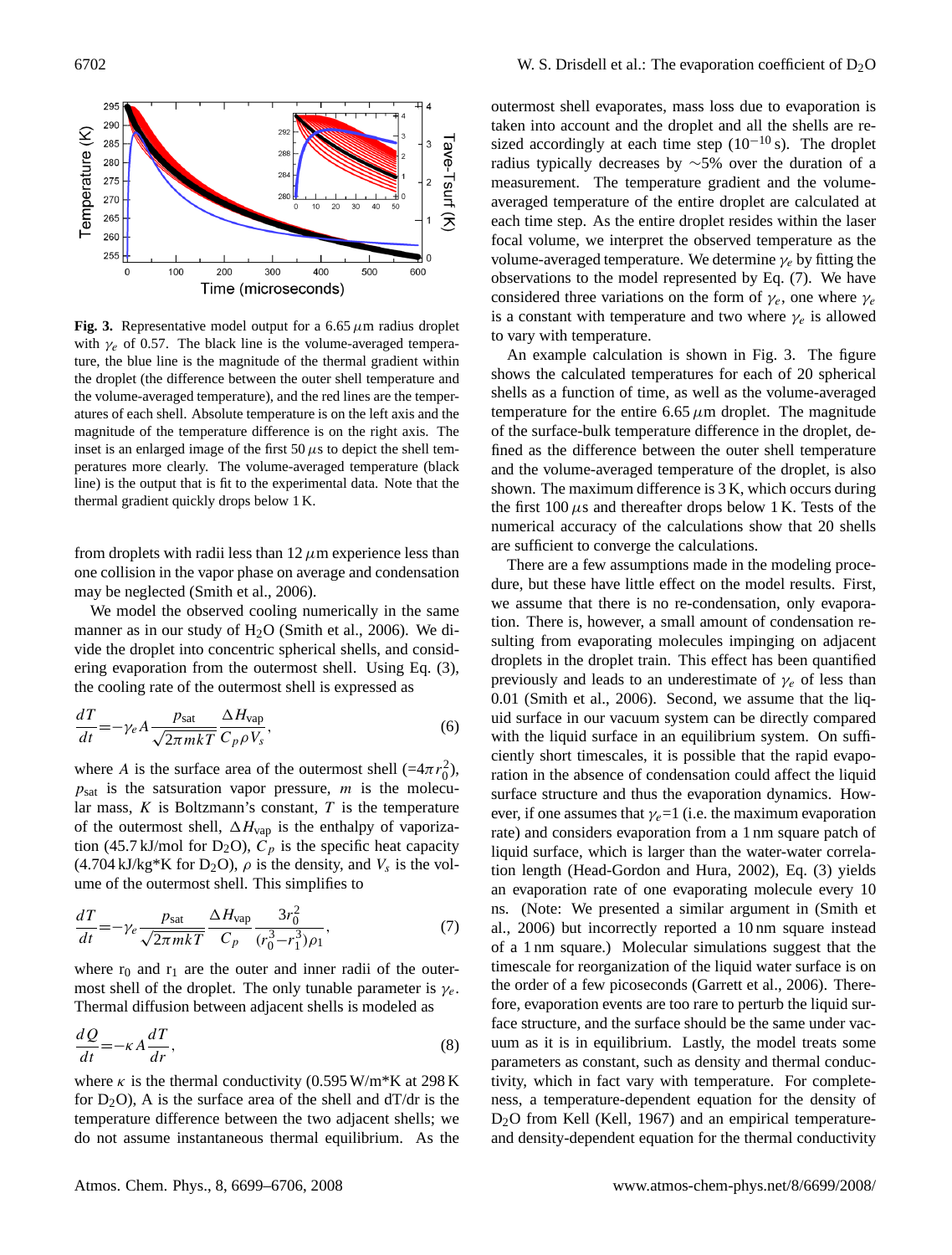**Fig. 3.** Representative model output for a 6.65 $\mu$m radius droplet with $\gamma_e$ of 0.57. The black line is the volume-averaged temperature, the blue line is the magnitude of the thermal gradient within the droplet (the difference between the outer shell temperature and the volume-averaged temperature), and the red lines are the temperatures of each shell. Absolute temperature is on the left axis and the magnitude of the temperature difference is on the right axis. The inset is an enlarged image of the first 50 $\mu$s to depict the shell temperatures more clearly. The volume-averaged temperature (black line) is the output that is fit to the experimental data. Note that the thermal gradient quickly drops below 1 K.

from droplets with radii less than 12 $\mu$m experience less than one collision in the vapor phase on average and condensation may be neglected (Smith et al., 2006).

We model the observed cooling numerically in the same manner as in our study of $H_2O$ (Smith et al., 2006). We divide the droplet into concentric spherical shells, and considering evaporation from the outermost shell. Using Eq. (3), the cooling rate of the outermost shell is expressed as

$$\frac{dT}{dt} = -\gamma_e A \frac{p_{\text{sat}}}{\sqrt{2\pi mkT}} \frac{\Delta H_{\text{vap}}}{C_p \rho V_s}, \tag{6}$$

where $A$ is the surface area of the outermost shell ($=4\pi r_0^2$), $p_{\text{sat}}$ is the satsuration vapor pressure, $m$ is the molecular mass, $K$ is Boltzmann's constant, $T$ is the temperature of the outermost shell, $\Delta H_{\text{vap}}$ is the enthalpy of vaporization (45.7 kJ/mol for $D_2O$), $C_p$ is the specific heat capacity (4.704 kJ/kg*K for $D_2O$), $\rho$ is the density, and $V_s$ is the volume of the outermost shell. This simplifies to

$$\frac{dT}{dt} = -\gamma_e \frac{p_{\text{sat}}}{\sqrt{2\pi mkT}} \frac{\Delta H_{\text{vap}}}{C_p} \frac{3r_0^2}{(r_0^3 - r_1^3)\rho_1}, \tag{7}$$

where $r_0$ and $r_1$ are the outer and inner radii of the outermost shell of the droplet. The only tunable parameter is $\gamma_e$. Thermal diffusion between adjacent shells is modeled as

$$\frac{dQ}{dt} = -\kappa A \frac{dT}{dr}, \tag{8}$$

where $\kappa$ is the thermal conductivity (0.595 W/m*K at 298 K for $D_2O$), A is the surface area of the shell and dT/dr is the temperature difference between the two adjacent shells; we do not assume instantaneous thermal equilibrium. As the outermost shell evaporates, mass loss due to evaporation is taken into account and the droplet and all the shells are resized accordingly at each time step ($10^{-10}$ s). The droplet radius typically decreases by ∼5% over the duration of a measurement. The temperature gradient and the volume-averaged temperature of the entire droplet are calculated at each time step. As the entire droplet resides within the laser focal volume, we interpret the observed temperature as the volume-averaged temperature. We determine $\gamma_e$ by fitting the observations to the model represented by Eq. (7). We have considered three variations on the form of $\gamma_e$, one where $\gamma_e$ is a constant with temperature and two where $\gamma_e$ is allowed to vary with temperature.

An example calculation is shown in Fig. 3. The figure shows the calculated temperatures for each of 20 spherical shells as a function of time, as well as the volume-averaged temperature for the entire 6.65 $\mu$m droplet. The magnitude of the surface-bulk temperature difference in the droplet, defined as the difference between the outer shell temperature and the volume-averaged temperature of the droplet, is also shown. The maximum difference is 3 K, which occurs during the first 100 $\mu$s and thereafter drops below 1 K. Tests of the numerical accuracy of the calculations show that 20 shells are sufficient to converge the calculations.

There are a few assumptions made in the modeling procedure, but these have little effect on the model results. First, we assume that there is no re-condensation, only evaporation. There is, however, a small amount of condensation resulting from evaporating molecules impinging on adjacent droplets in the droplet train. This effect has been quantified previously and leads to an underestimate of $\gamma_e$ of less than 0.01 (Smith et al., 2006). Second, we assume that the liquid surface in our vacuum system can be directly compared with the liquid surface in an equilibrium system. On sufficiently short timescales, it is possible that the rapid evaporation in the absence of condensation could affect the liquid surface structure and thus the evaporation dynamics. However, if one assumes that $\gamma_e$=1 (i.e. the maximum evaporation rate) and considers evaporation from a 1 nm square patch of liquid surface, which is larger than the water-water correlation length (Head-Gordon and Hura, 2002), Eq. (3) yields an evaporation rate of one evaporating molecule every 10 ns. (Note: We presented a similar argument in (Smith et al., 2006) but incorrectly reported a 10 nm square instead of a 1 nm square.) Molecular simulations suggest that the timescale for reorganization of the liquid water surface is on the order of a few picoseconds (Garrett et al., 2006). Therefore, evaporation events are too rare to perturb the liquid surface structure, and the surface should be the same under vacuum as it is in equilibrium. Lastly, the model treats some parameters as constant, such as density and thermal conductivity, which in fact vary with temperature. For completeness, a temperature-dependent equation for the density of $D_2O$ from Kell (Kell, 1967) and an empirical temperature- and density-dependent equation for the thermal conductivity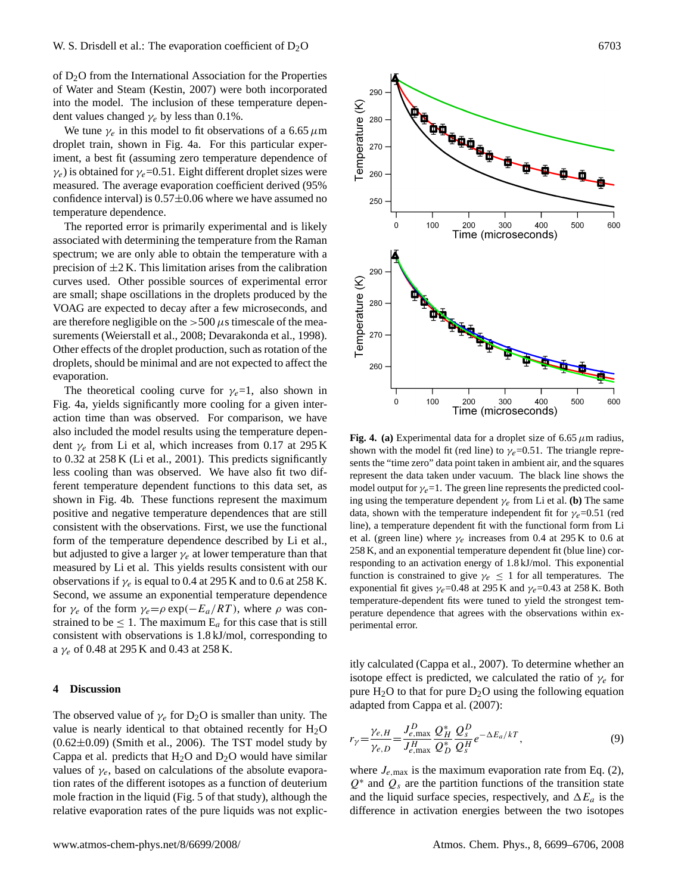of $D_2O$ from the International Association for the Properties of Water and Steam (Kestin, 2007) were both incorporated into the model. The inclusion of these temperature dependent values changed $\gamma_e$ by less than 0.1%.

We tune $\gamma_e$ in this model to fit observations of a 6.65 $\mu$m droplet train, shown in Fig. 4a. For this particular experiment, a best fit (assuming zero temperature dependence of $\gamma_e$) is obtained for $\gamma_e$=0.51. Eight different droplet sizes were measured. The average evaporation coefficient derived (95% confidence interval) is 0.57±0.06 where we have assumed no temperature dependence.

The reported error is primarily experimental and is likely associated with determining the temperature from the Raman spectrum; we are only able to obtain the temperature with a precision of ±2 K. This limitation arises from the calibration curves used. Other possible sources of experimental error are small; shape oscillations in the droplets produced by the VOAG are expected to decay after a few microseconds, and are therefore negligible on the >500 $\mu$s timescale of the measurements (Weierstall et al., 2008; Devarakonda et al., 1998). Other effects of the droplet production, such as rotation of the droplets, should be minimal and are not expected to affect the evaporation.

The theoretical cooling curve for $\gamma_e$=1, also shown in Fig. 4a, yields significantly more cooling for a given interaction time than was observed. For comparison, we have also included the model results using the temperature dependent $\gamma_e$ from Li et al, which increases from 0.17 at 295 K to 0.32 at 258 K (Li et al., 2001). This predicts significantly less cooling than was observed. We have also fit two different temperature dependent functions to this data set, as shown in Fig. 4b. These functions represent the maximum positive and negative temperature dependences that are still consistent with the observations. First, we use the functional form of the temperature dependence described by Li et al., but adjusted to give a larger $\gamma_e$ at lower temperature than that measured by Li et al. This yields results consistent with our observations if $\gamma_e$ is equal to 0.4 at 295 K and to 0.6 at 258 K. Second, we assume an exponential temperature dependence for $\gamma_e$ of the form $\gamma_e = \rho \exp(-E_a/RT)$, where $\rho$ was constrained to be $\leq$ 1. The maximum $E_a$ for this case that is still consistent with observations is 1.8 kJ/mol, corresponding to a $\gamma_e$ of 0.48 at 295 K and 0.43 at 258 K.

**Fig. 4. (a)** Experimental data for a droplet size of 6.65 $\mu$m radius, shown with the model fit (red line) to $\gamma_e$=0.51. The triangle represents the "time zero" data point taken in ambient air, and the squares represent the data taken under vacuum. The black line shows the model output for $\gamma_e$=1. The green line represents the predicted cooling using the temperature dependent $\gamma_e$ from Li et al. **(b)** The same data, shown with the temperature independent fit for $\gamma_e$=0.51 (red line), a temperature dependent fit with the functional form from Li et al. (green line) where $\gamma_e$ increases from 0.4 at 295 K to 0.6 at 258 K, and an exponential temperature dependent fit (blue line) corresponding to an activation energy of 1.8 kJ/mol. This exponential function is constrained to give $\gamma_e \leq 1$ for all temperatures. The exponential fit gives $\gamma_e$=0.48 at 295 K and $\gamma_e$=0.43 at 258 K. Both temperature-dependent fits were tuned to yield the strongest temperature dependence that agrees with the observations within experimental error.

## 4 Discussion

The observed value of $\gamma_e$ for $D_2O$ is smaller than unity. The value is nearly identical to that obtained recently for $H_2O$ (0.62±0.09) (Smith et al., 2006). The TST model study by Cappa et al. predicts that $H_2O$ and $D_2O$ would have similar values of $\gamma_e$, based on calculations of the absolute evaporation rates of the different isotopes as a function of deuterium mole fraction in the liquid (Fig. 5 of that study), although the relative evaporation rates of the pure liquids was not explicitly calculated (Cappa et al., 2007). To determine whether an isotope effect is predicted, we calculated the ratio of $\gamma_e$ for pure $H_2O$ to that for pure $D_2O$ using the following equation adapted from Cappa et al. (2007):

$$r_\gamma = \frac{\gamma_{e,H}}{\gamma_{e,D}} = \frac{J^D_{e,\max}}{J^H_{e,\max}} \frac{Q^*_H}{Q^*_D} \frac{Q^D_s}{Q^H_s} e^{-\Delta E_a/kT}, \tag{9}$$

where $J_{e,\max}$ is the maximum evaporation rate from Eq. (2), $Q^*$ and $Q_s$ are the partition functions of the transition state and the liquid surface species, respectively, and $\Delta E_a$ is the difference in activation energies between the two isotopes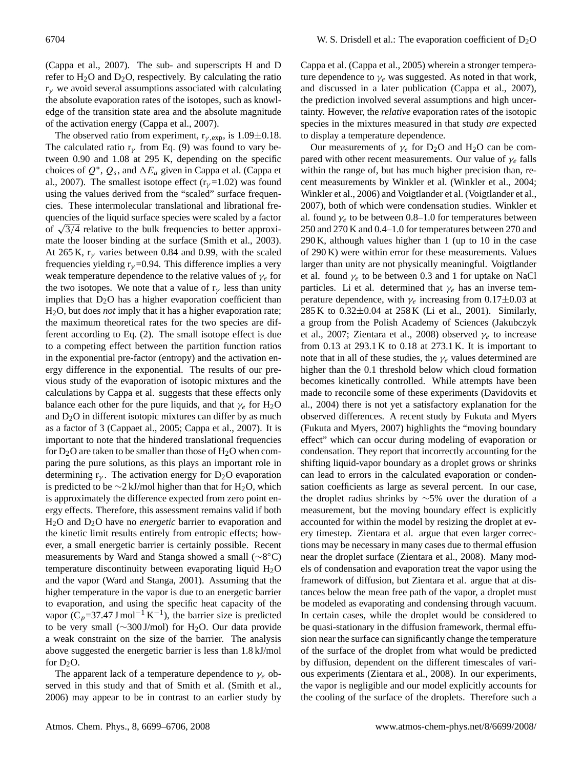(Cappa et al., 2007). The sub- and superscripts H and D refer to $H_2O$ and $D_2O$, respectively. By calculating the ratio $r_\gamma$ we avoid several assumptions associated with calculating the absolute evaporation rates of the isotopes, such as knowledge of the transition state area and the absolute magnitude of the activation energy (Cappa et al., 2007).

The observed ratio from experiment, $r_{\gamma,\mathrm{exp}}$, is 1.09±0.18. The calculated ratio $r_\gamma$ from Eq. (9) was found to vary between 0.90 and 1.08 at 295 K, depending on the specific choices of $Q^*$, $Q_s$, and $\Delta E_a$ given in Cappa et al. (Cappa et al., 2007). The smallest isotope effect ($r_\gamma$=1.02) was found using the values derived from the "scaled" surface frequencies. These intermolecular translational and librational frequencies of the liquid surface species were scaled by a factor of $\sqrt{3/4}$ relative to the bulk frequencies to better approximate the looser binding at the surface (Smith et al., 2003). At 265 K, $r_\gamma$ varies between 0.84 and 0.99, with the scaled frequencies yielding $r_\gamma$=0.94. This difference implies a very weak temperature dependence to the relative values of $\gamma_e$ for the two isotopes. We note that a value of $r_\gamma$ less than unity implies that $D_2O$ has a higher evaporation coefficient than $H_2O$, but does *not* imply that it has a higher evaporation rate; the maximum theoretical rates for the two species are different according to Eq. (2). The small isotope effect is due to a competing effect between the partition function ratios in the exponential pre-factor (entropy) and the activation energy difference in the exponential. The results of our previous study of the evaporation of isotopic mixtures and the calculations by Cappa et al. suggests that these effects only balance each other for the pure liquids, and that $\gamma_e$ for $H_2O$ and $D_2O$ in different isotopic mixtures can differ by as much as a factor of 3 (Cappaet al., 2005; Cappa et al., 2007). It is important to note that the hindered translational frequencies for $D_2O$ are taken to be smaller than those of $H_2O$ when comparing the pure solutions, as this plays an important role in determining $r_\gamma$. The activation energy for $D_2O$ evaporation is predicted to be ~2 kJ/mol higher than that for $H_2O$, which is approximately the difference expected from zero point energy effects. Therefore, this assessment remains valid if both $H_2O$ and $D_2O$ have no *energetic* barrier to evaporation and the kinetic limit results entirely from entropic effects; however, a small energetic barrier is certainly possible. Recent measurements by Ward and Stanga showed a small (~8°C) temperature discontinuity between evaporating liquid $H_2O$ and the vapor (Ward and Stanga, 2001). Assuming that the higher temperature in the vapor is due to an energetic barrier to evaporation, and using the specific heat capacity of the vapor ($C_p$=37.47 J mol$^{-1}$ K$^{-1}$), the barrier size is predicted to be very small (~300 J/mol) for $H_2O$. Our data provide a weak constraint on the size of the barrier. The analysis above suggested the energetic barrier is less than 1.8 kJ/mol for $D_2O$.

The apparent lack of a temperature dependence to $\gamma_e$ observed in this study and that of Smith et al. (Smith et al., 2006) may appear to be in contrast to an earlier study by Cappa et al. (Cappa et al., 2005) wherein a stronger temperature dependence to $\gamma_e$ was suggested. As noted in that work, and discussed in a later publication (Cappa et al., 2007), the prediction involved several assumptions and high uncertainty. However, the *relative* evaporation rates of the isotopic species in the mixtures measured in that study *are* expected to display a temperature dependence.

Our measurements of $\gamma_e$ for $D_2O$ and $H_2O$ can be compared with other recent measurements. Our value of $\gamma_e$ falls within the range of, but has much higher precision than, recent measurements by Winkler et al. (Winkler et al., 2004; Winkler et al., 2006) and Voigtlander et al. (Voigtlander et al., 2007), both of which were condensation studies. Winkler et al. found $\gamma_e$ to be between 0.8–1.0 for temperatures between 250 and 270 K and 0.4–1.0 for temperatures between 270 and 290 K, although values higher than 1 (up to 10 in the case of 290 K) were within error for these measurements. Values larger than unity are not physically meaningful. Voigtlander et al. found $\gamma_e$ to be between 0.3 and 1 for uptake on NaCl particles. Li et al. determined that $\gamma_e$ has an inverse temperature dependence, with $\gamma_e$ increasing from 0.17±0.03 at 285 K to 0.32±0.04 at 258 K (Li et al., 2001). Similarly, a group from the Polish Academy of Sciences (Jakubczyk et al., 2007; Zientara et al., 2008) observed $\gamma_e$ to increase from 0.13 at 293.1 K to 0.18 at 273.1 K. It is important to note that in all of these studies, the $\gamma_e$ values determined are higher than the 0.1 threshold below which cloud formation becomes kinetically controlled. While attempts have been made to reconcile some of these experiments (Davidovits et al., 2004) there is not yet a satisfactory explanation for the observed differences. A recent study by Fukuta and Myers (Fukuta and Myers, 2007) highlights the "moving boundary effect" which can occur during modeling of evaporation or condensation. They report that incorrectly accounting for the shifting liquid-vapor boundary as a droplet grows or shrinks can lead to errors in the calculated evaporation or condensation coefficients as large as several percent. In our case, the droplet radius shrinks by ~5% over the duration of a measurement, but the moving boundary effect is explicitly accounted for within the model by resizing the droplet at every timestep. Zientara et al. argue that even larger corrections may be necessary in many cases due to thermal effusion near the droplet surface (Zientara et al., 2008). Many models of condensation and evaporation treat the vapor using the framework of diffusion, but Zientara et al. argue that at distances below the mean free path of the vapor, a droplet must be modeled as evaporating and condensing through vacuum. In certain cases, while the droplet would be considered to be quasi-stationary in the diffusion framework, thermal effusion near the surface can significantly change the temperature of the surface of the droplet from what would be predicted by diffusion, dependent on the different timescales of various experiments (Zientara et al., 2008). In our experiments, the vapor is negligible and our model explicitly accounts for the cooling of the surface of the droplets. Therefore such a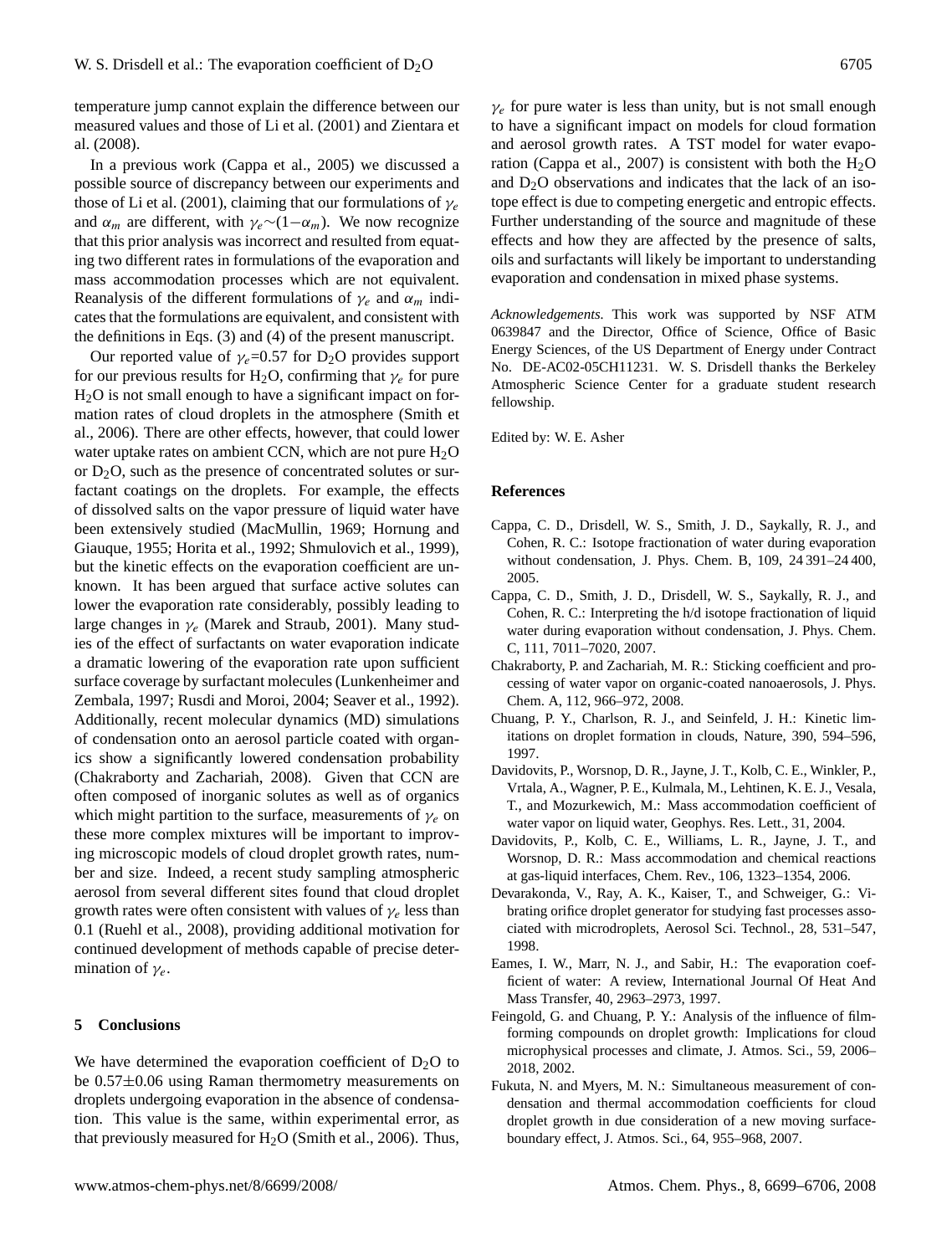temperature jump cannot explain the difference between our measured values and those of Li et al. (2001) and Zientara et al. (2008).

In a previous work (Cappa et al., 2005) we discussed a possible source of discrepancy between our experiments and those of Li et al. (2001), claiming that our formulations of $\gamma_e$ and $\alpha_m$ are different, with $\gamma_e \sim (1-\alpha_m)$. We now recognize that this prior analysis was incorrect and resulted from equating two different rates in formulations of the evaporation and mass accommodation processes which are not equivalent. Reanalysis of the different formulations of $\gamma_e$ and $\alpha_m$ indicates that the formulations are equivalent, and consistent with the definitions in Eqs. (3) and (4) of the present manuscript.

Our reported value of $\gamma_e$=0.57 for $D_2O$ provides support for our previous results for $H_2O$, confirming that $\gamma_e$ for pure $H_2O$ is not small enough to have a significant impact on formation rates of cloud droplets in the atmosphere (Smith et al., 2006). There are other effects, however, that could lower water uptake rates on ambient CCN, which are not pure $H_2O$ or $D_2O$, such as the presence of concentrated solutes or surfactant coatings on the droplets. For example, the effects of dissolved salts on the vapor pressure of liquid water have been extensively studied (MacMullin, 1969; Hornung and Giauque, 1955; Horita et al., 1992; Shmulovich et al., 1999), but the kinetic effects on the evaporation coefficient are unknown. It has been argued that surface active solutes can lower the evaporation rate considerably, possibly leading to large changes in $\gamma_e$ (Marek and Straub, 2001). Many studies of the effect of surfactants on water evaporation indicate a dramatic lowering of the evaporation rate upon sufficient surface coverage by surfactant molecules (Lunkenheimer and Zembala, 1997; Rusdi and Moroi, 2004; Seaver et al., 1992). Additionally, recent molecular dynamics (MD) simulations of condensation onto an aerosol particle coated with organics show a significantly lowered condensation probability (Chakraborty and Zachariah, 2008). Given that CCN are often composed of inorganic solutes as well as of organics which might partition to the surface, measurements of $\gamma_e$ on these more complex mixtures will be important to improving microscopic models of cloud droplet growth rates, number and size. Indeed, a recent study sampling atmospheric aerosol from several different sites found that cloud droplet growth rates were often consistent with values of $\gamma_e$ less than 0.1 (Ruehl et al., 2008), providing additional motivation for continued development of methods capable of precise determination of $\gamma_e$.

## 5 Conclusions

We have determined the evaporation coefficient of $D_2O$ to be 0.57±0.06 using Raman thermometry measurements on droplets undergoing evaporation in the absence of condensation. This value is the same, within experimental error, as that previously measured for $H_2O$ (Smith et al., 2006). Thus, $\gamma_e$ for pure water is less than unity, but is not small enough to have a significant impact on models for cloud formation and aerosol growth rates. A TST model for water evaporation (Cappa et al., 2007) is consistent with both the $H_2O$ and $D_2O$ observations and indicates that the lack of an isotope effect is due to competing energetic and entropic effects. Further understanding of the source and magnitude of these effects and how they are affected by the presence of salts, oils and surfactants will likely be important to understanding evaporation and condensation in mixed phase systems.

*Acknowledgements.* This work was supported by NSF ATM 0639847 and the Director, Office of Science, Office of Basic Energy Sciences, of the US Department of Energy under Contract No. DE-AC02-05CH11231. W. S. Drisdell thanks the Berkeley Atmospheric Science Center for a graduate student research fellowship.

Edited by: W. E. Asher

## References

Cappa, C. D., Drisdell, W. S., Smith, J. D., Saykally, R. J., and Cohen, R. C.: Isotope fractionation of water during evaporation without condensation, J. Phys. Chem. B, 109, 24 391–24 400, 2005.

Cappa, C. D., Smith, J. D., Drisdell, W. S., Saykally, R. J., and Cohen, R. C.: Interpreting the h/d isotope fractionation of liquid water during evaporation without condensation, J. Phys. Chem. C, 111, 7011–7020, 2007.

Chakraborty, P. and Zachariah, M. R.: Sticking coefficient and processing of water vapor on organic-coated nanoaerosols, J. Phys. Chem. A, 112, 966–972, 2008.

Chuang, P. Y., Charlson, R. J., and Seinfeld, J. H.: Kinetic limitations on droplet formation in clouds, Nature, 390, 594–596, 1997.

Davidovits, P., Worsnop, D. R., Jayne, J. T., Kolb, C. E., Winkler, P., Vrtala, A., Wagner, P. E., Kulmala, M., Lehtinen, K. E. J., Vesala, T., and Mozurkewich, M.: Mass accommodation coefficient of water vapor on liquid water, Geophys. Res. Lett., 31, 2004.

Davidovits, P., Kolb, C. E., Williams, L. R., Jayne, J. T., and Worsnop, D. R.: Mass accommodation and chemical reactions at gas-liquid interfaces, Chem. Rev., 106, 1323–1354, 2006.

Devarakonda, V., Ray, A. K., Kaiser, T., and Schweiger, G.: Vibrating orifice droplet generator for studying fast processes associated with microdroplets, Aerosol Sci. Technol., 28, 531–547, 1998.

Eames, I. W., Marr, N. J., and Sabir, H.: The evaporation coefficient of water: A review, International Journal Of Heat And Mass Transfer, 40, 2963–2973, 1997.

Feingold, G. and Chuang, P. Y.: Analysis of the influence of film-forming compounds on droplet growth: Implications for cloud microphysical processes and climate, J. Atmos. Sci., 59, 2006–2018, 2002.

Fukuta, N. and Myers, M. N.: Simultaneous measurement of condensation and thermal accommodation coefficients for cloud droplet growth in due consideration of a new moving surface-boundary effect, J. Atmos. Sci., 64, 955–968, 2007.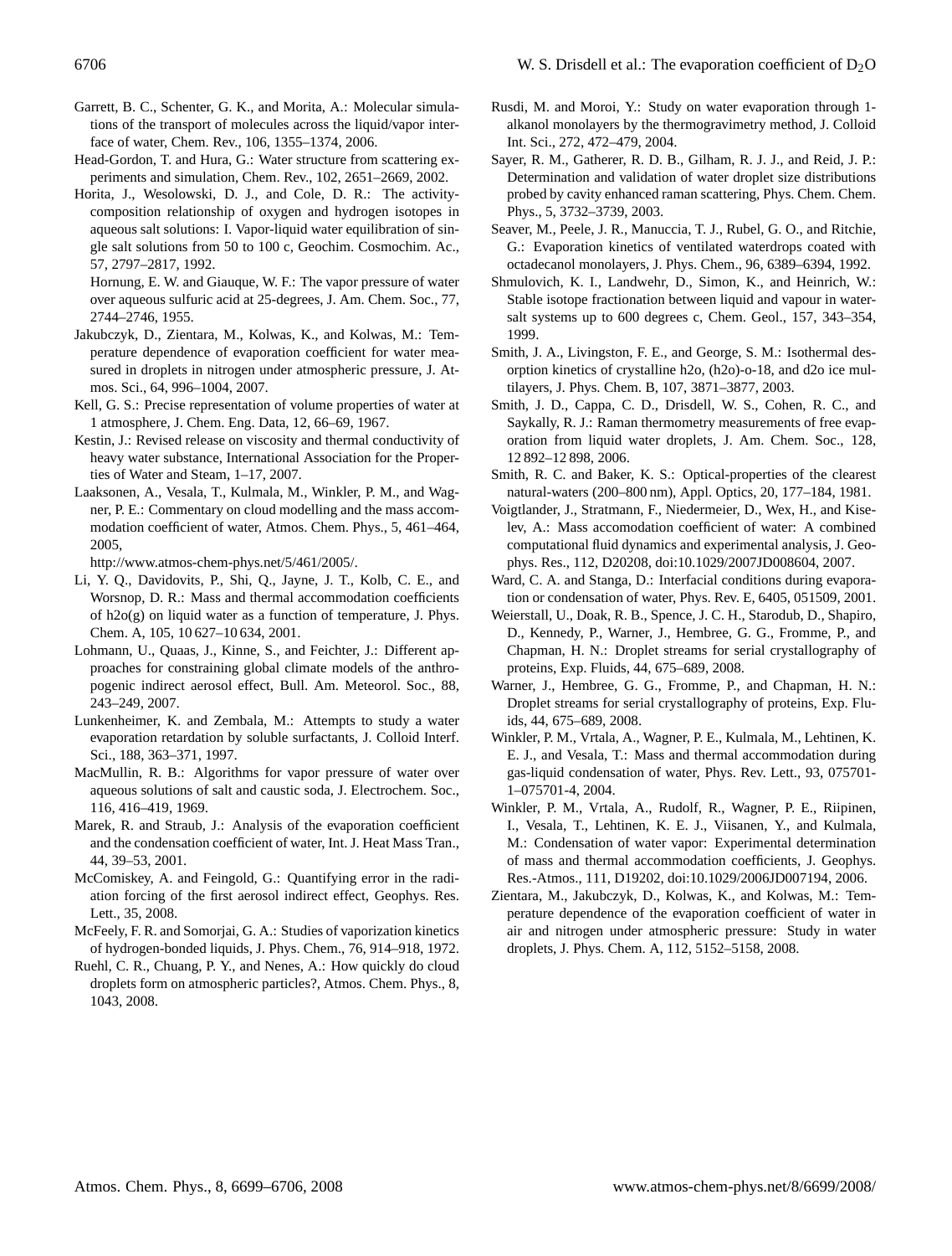Garrett, B. C., Schenter, G. K., and Morita, A.: Molecular simulations of the transport of molecules across the liquid/vapor interface of water, Chem. Rev., 106, 1355–1374, 2006.

Head-Gordon, T. and Hura, G.: Water structure from scattering experiments and simulation, Chem. Rev., 102, 2651–2669, 2002.

Horita, J., Wesolowski, D. J., and Cole, D. R.: The activity-composition relationship of oxygen and hydrogen isotopes in aqueous salt solutions: I. Vapor-liquid water equilibration of single salt solutions from 50 to 100 c, Geochim. Cosmochim. Ac., 57, 2797–2817, 1992.

Hornung, E. W. and Giauque, W. F.: The vapor pressure of water over aqueous sulfuric acid at 25-degrees, J. Am. Chem. Soc., 77, 2744–2746, 1955.

Jakubczyk, D., Zientara, M., Kolwas, K., and Kolwas, M.: Temperature dependence of evaporation coefficient for water measured in droplets in nitrogen under atmospheric pressure, J. Atmos. Sci., 64, 996–1004, 2007.

Kell, G. S.: Precise representation of volume properties of water at 1 atmosphere, J. Chem. Eng. Data, 12, 66–69, 1967.

Kestin, J.: Revised release on viscosity and thermal conductivity of heavy water substance, International Association for the Properties of Water and Steam, 1–17, 2007.

Laaksonen, A., Vesala, T., Kulmala, M., Winkler, P. M., and Wagner, P. E.: Commentary on cloud modelling and the mass accommodation coefficient of water, Atmos. Chem. Phys., 5, 461–464, 2005, http://www.atmos-chem-phys.net/5/461/2005/.

Li, Y. Q., Davidovits, P., Shi, Q., Jayne, J. T., Kolb, C. E., and Worsnop, D. R.: Mass and thermal accommodation coefficients of h2o(g) on liquid water as a function of temperature, J. Phys. Chem. A, 105, 10 627–10 634, 2001.

Lohmann, U., Quaas, J., Kinne, S., and Feichter, J.: Different approaches for constraining global climate models of the anthropogenic indirect aerosol effect, Bull. Am. Meteorol. Soc., 88, 243–249, 2007.

Lunkenheimer, K. and Zembala, M.: Attempts to study a water evaporation retardation by soluble surfactants, J. Colloid Interf. Sci., 188, 363–371, 1997.

MacMullin, R. B.: Algorithms for vapor pressure of water over aqueous solutions of salt and caustic soda, J. Electrochem. Soc., 116, 416–419, 1969.

Marek, R. and Straub, J.: Analysis of the evaporation coefficient and the condensation coefficient of water, Int. J. Heat Mass Tran., 44, 39–53, 2001.

McComiskey, A. and Feingold, G.: Quantifying error in the radiation forcing of the first aerosol indirect effect, Geophys. Res. Lett., 35, 2008.

McFeely, F. R. and Somorjai, G. A.: Studies of vaporization kinetics of hydrogen-bonded liquids, J. Phys. Chem., 76, 914–918, 1972.

Ruehl, C. R., Chuang, P. Y., and Nenes, A.: How quickly do cloud droplets form on atmospheric particles?, Atmos. Chem. Phys., 8, 1043, 2008.

Rusdi, M. and Moroi, Y.: Study on water evaporation through 1-alkanol monolayers by the thermogravimetry method, J. Colloid Int. Sci., 272, 472–479, 2004.

Sayer, R. M., Gatherer, R. D. B., Gilham, R. J. J., and Reid, J. P.: Determination and validation of water droplet size distributions probed by cavity enhanced raman scattering, Phys. Chem. Chem. Phys., 5, 3732–3739, 2003.

Seaver, M., Peele, J. R., Manuccia, T. J., Rubel, G. O., and Ritchie, G.: Evaporation kinetics of ventilated waterdrops coated with octadecanol monolayers, J. Phys. Chem., 96, 6389–6394, 1992.

Shmulovich, K. I., Landwehr, D., Simon, K., and Heinrich, W.: Stable isotope fractionation between liquid and vapour in water-salt systems up to 600 degrees c, Chem. Geol., 157, 343–354, 1999.

Smith, J. A., Livingston, F. E., and George, S. M.: Isothermal desorption kinetics of crystalline h2o, (h2o)-o-18, and d2o ice multilayers, J. Phys. Chem. B, 107, 3871–3877, 2003.

Smith, J. D., Cappa, C. D., Drisdell, W. S., Cohen, R. C., and Saykally, R. J.: Raman thermometry measurements of free evaporation from liquid water droplets, J. Am. Chem. Soc., 128, 12 892–12 898, 2006.

Smith, R. C. and Baker, K. S.: Optical-properties of the clearest natural-waters (200–800 nm), Appl. Optics, 20, 177–184, 1981.

Voigtlander, J., Stratmann, F., Niedermeier, D., Wex, H., and Kiselev, A.: Mass accomodation coefficient of water: A combined computational fluid dynamics and experimental analysis, J. Geophys. Res., 112, D20208, doi:10.1029/2007JD008604, 2007.

Ward, C. A. and Stanga, D.: Interfacial conditions during evaporation or condensation of water, Phys. Rev. E, 6405, 051509, 2001.

Weierstall, U., Doak, R. B., Spence, J. C. H., Starodub, D., Shapiro, D., Kennedy, P., Warner, J., Hembree, G. G., Fromme, P., and Chapman, H. N.: Droplet streams for serial crystallography of proteins, Exp. Fluids, 44, 675–689, 2008.

Warner, J., Hembree, G. G., Fromme, P., and Chapman, H. N.: Droplet streams for serial crystallography of proteins, Exp. Fluids, 44, 675–689, 2008.

Winkler, P. M., Vrtala, A., Wagner, P. E., Kulmala, M., Lehtinen, K. E. J., and Vesala, T.: Mass and thermal accommodation during gas-liquid condensation of water, Phys. Rev. Lett., 93, 075701-1–075701-4, 2004.

Winkler, P. M., Vrtala, A., Rudolf, R., Wagner, P. E., Riipinen, I., Vesala, T., Lehtinen, K. E. J., Viisanen, Y., and Kulmala, M.: Condensation of water vapor: Experimental determination of mass and thermal accommodation coefficients, J. Geophys. Res.-Atmos., 111, D19202, doi:10.1029/2006JD007194, 2006.

Zientara, M., Jakubczyk, D., Kolwas, K., and Kolwas, M.: Temperature dependence of the evaporation coefficient of water in air and nitrogen under atmospheric pressure: Study in water droplets, J. Phys. Chem. A, 112, 5152–5158, 2008.